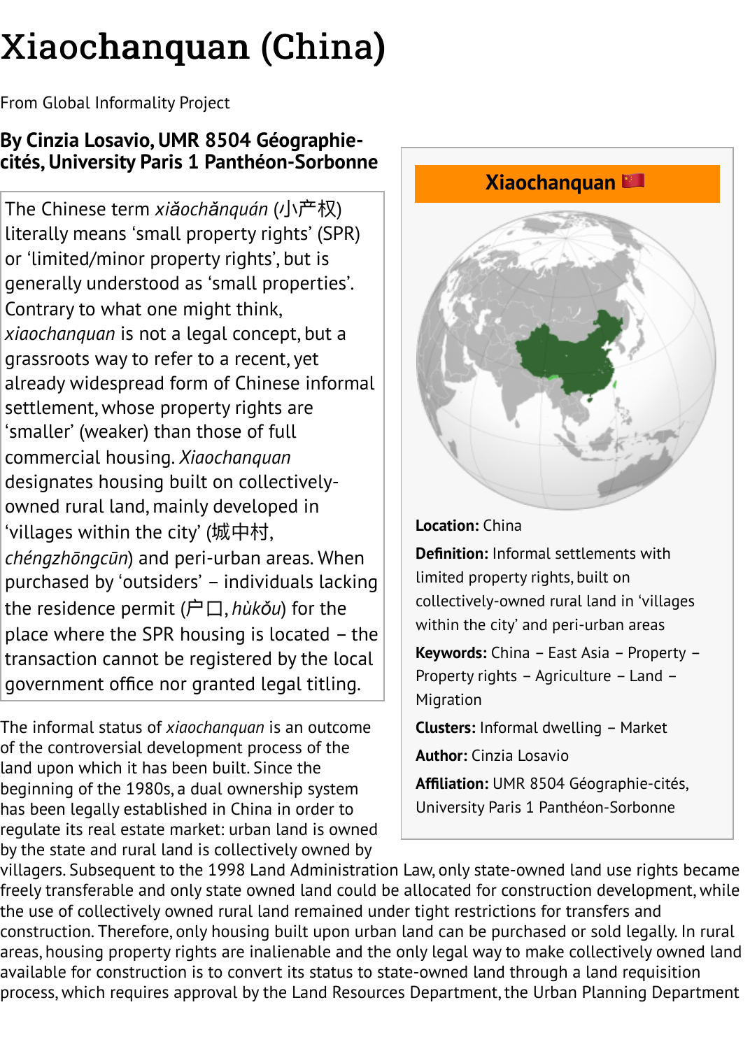# Xiaochanquan (China)

From Global Informality Project

**By Cinzia Losavio, UMR 8504 Géographie-cités, University Paris 1 Panthéon-Sorbonne**

The Chinese term *xiǎochǎnquán* (小产权) literally means ‘small property rights’ (SPR) or ‘limited/minor property rights’, but is generally understood as ‘small properties’. Contrary to what one might think, *xiaochanquan* is not a legal concept, but a grassroots way to refer to a recent, yet already widespread form of Chinese informal settlement, whose property rights are ‘smaller’ (weaker) than those of full commercial housing. *Xiaochanquan* designates housing built on collectively-owned rural land, mainly developed in ‘villages within the city’ (城中村, *chéngzhōngcūn*) and peri-urban areas. When purchased by ‘outsiders’ – individuals lacking the residence permit (户口, *hùkǒu*) for the place where the SPR housing is located – the transaction cannot be registered by the local government office nor granted legal titling.

**Xiaochanquan**

**Location:** China

**Definition:** Informal settlements with limited property rights, built on collectively-owned rural land in ‘villages within the city’ and peri-urban areas

**Keywords:** China – East Asia – Property – Property rights – Agriculture – Land – Migration

**Clusters:** Informal dwelling – Market

**Author:** Cinzia Losavio

**Affiliation:** UMR 8504 Géographie-cités, University Paris 1 Panthéon-Sorbonne

The informal status of *xiaochanquan* is an outcome of the controversial development process of the land upon which it has been built. Since the beginning of the 1980s, a dual ownership system has been legally established in China in order to regulate its real estate market: urban land is owned by the state and rural land is collectively owned by villagers. Subsequent to the 1998 Land Administration Law, only state-owned land use rights became freely transferable and only state owned land could be allocated for construction development, while the use of collectively owned rural land remained under tight restrictions for transfers and construction. Therefore, only housing built upon urban land can be purchased or sold legally. In rural areas, housing property rights are inalienable and the only legal way to make collectively owned land available for construction is to convert its status to state-owned land through a land requisition process, which requires approval by the Land Resources Department, the Urban Planning Department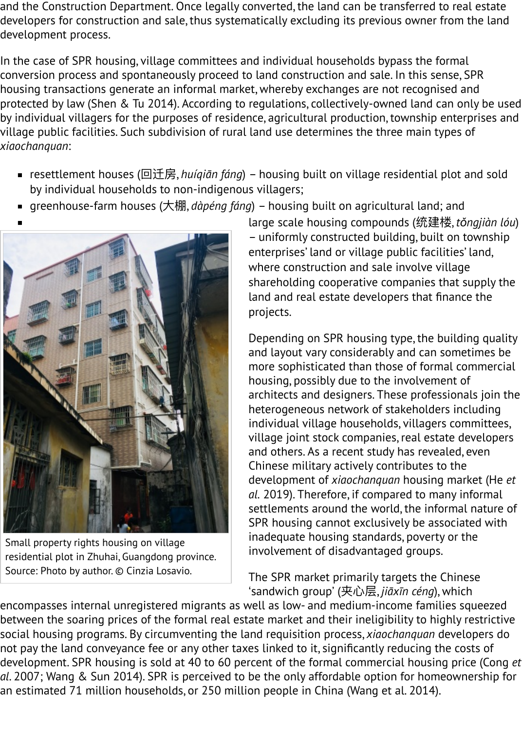and the Construction Department. Once legally converted, the land can be transferred to real estate developers for construction and sale, thus systematically excluding its previous owner from the land development process.

In the case of SPR housing, village committees and individual households bypass the formal conversion process and spontaneously proceed to land construction and sale. In this sense, SPR housing transactions generate an informal market, whereby exchanges are not recognised and protected by law (Shen & Tu 2014). According to regulations, collectively-owned land can only be used by individual villagers for the purposes of residence, agricultural production, township enterprises and village public facilities. Such subdivision of rural land use determines the three main types of *xiaochanquan*:

- resettlement houses (回迁房, *huíqiān fáng*) – housing built on village residential plot and sold by individual households to non-indigenous villagers;
- greenhouse-farm houses (大棚, *dàpéng fáng*) – housing built on agricultural land; and
- large scale housing compounds (统建楼, *tǒngjiàn lóu*) – uniformly constructed building, built on township enterprises' land or village public facilities' land, where construction and sale involve village shareholding cooperative companies that supply the land and real estate developers that finance the projects.

Small property rights housing on village residential plot in Zhuhai, Guangdong province. Source: Photo by author. © Cinzia Losavio.

Depending on SPR housing type, the building quality and layout vary considerably and can sometimes be more sophisticated than those of formal commercial housing, possibly due to the involvement of architects and designers. These professionals join the heterogeneous network of stakeholders including individual village households, villagers committees, village joint stock companies, real estate developers and others. As a recent study has revealed, even Chinese military actively contributes to the development of *xiaochanquan* housing market (He *et al.* 2019). Therefore, if compared to many informal settlements around the world, the informal nature of SPR housing cannot exclusively be associated with inadequate housing standards, poverty or the involvement of disadvantaged groups.

The SPR market primarily targets the Chinese 'sandwich group' (夹心层, *jiāxīn céng*), which encompasses internal unregistered migrants as well as low- and medium-income families squeezed between the soaring prices of the formal real estate market and their ineligibility to highly restrictive social housing programs. By circumventing the land requisition process, *xiaochanquan* developers do not pay the land conveyance fee or any other taxes linked to it, significantly reducing the costs of development. SPR housing is sold at 40 to 60 percent of the formal commercial housing price (Cong *et al.* 2007; Wang & Sun 2014). SPR is perceived to be the only affordable option for homeownership for an estimated 71 million households, or 250 million people in China (Wang et al. 2014).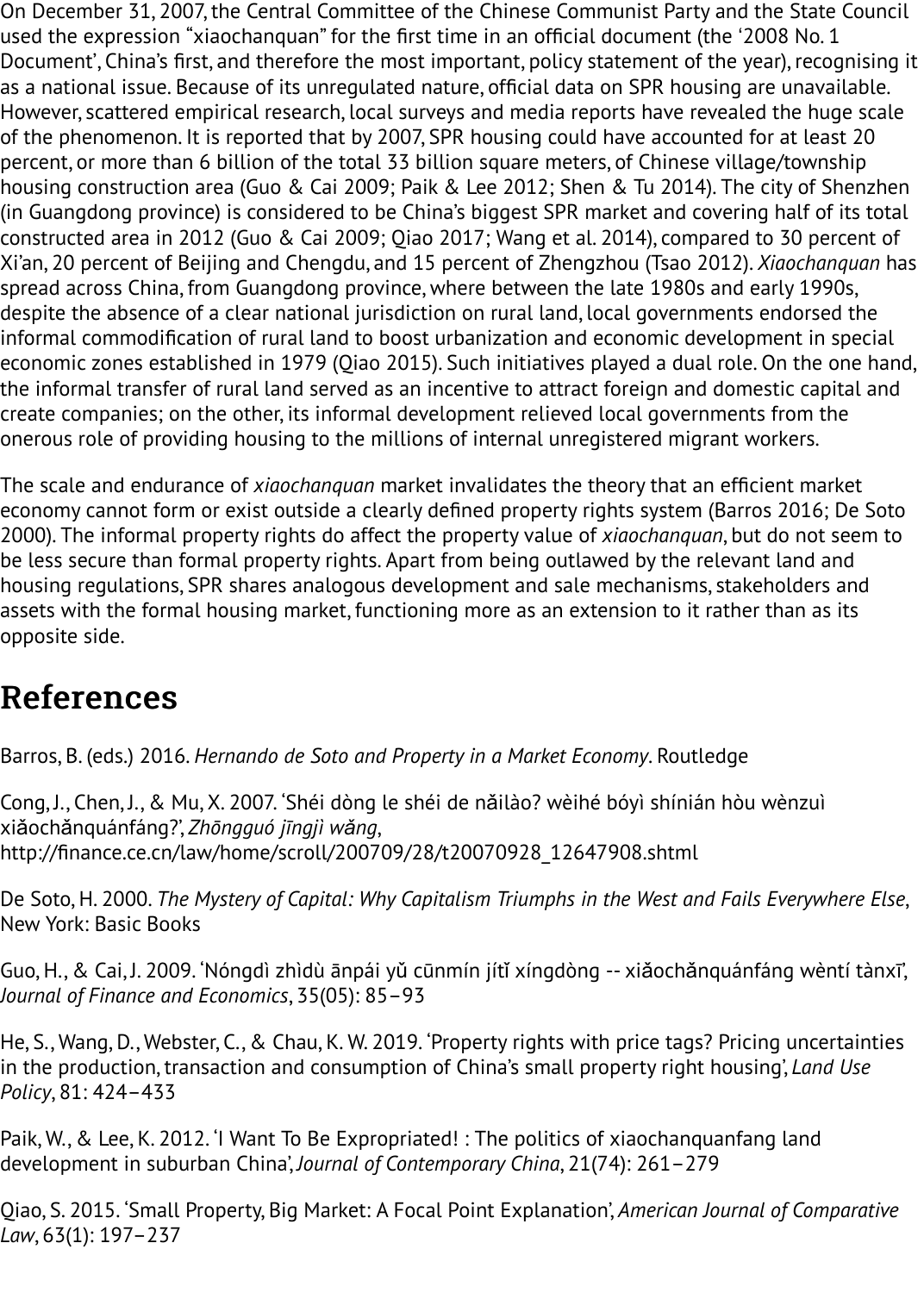On December 31, 2007, the Central Committee of the Chinese Communist Party and the State Council used the expression "xiaochanquan" for the first time in an official document (the '2008 No. 1 Document', China's first, and therefore the most important, policy statement of the year), recognising it as a national issue. Because of its unregulated nature, official data on SPR housing are unavailable. However, scattered empirical research, local surveys and media reports have revealed the huge scale of the phenomenon. It is reported that by 2007, SPR housing could have accounted for at least 20 percent, or more than 6 billion of the total 33 billion square meters, of Chinese village/township housing construction area (Guo & Cai 2009; Paik & Lee 2012; Shen & Tu 2014). The city of Shenzhen (in Guangdong province) is considered to be China's biggest SPR market and covering half of its total constructed area in 2012 (Guo & Cai 2009; Qiao 2017; Wang et al. 2014), compared to 30 percent of Xi'an, 20 percent of Beijing and Chengdu, and 15 percent of Zhengzhou (Tsao 2012). *Xiaochanquan* has spread across China, from Guangdong province, where between the late 1980s and early 1990s, despite the absence of a clear national jurisdiction on rural land, local governments endorsed the informal commodification of rural land to boost urbanization and economic development in special economic zones established in 1979 (Qiao 2015). Such initiatives played a dual role. On the one hand, the informal transfer of rural land served as an incentive to attract foreign and domestic capital and create companies; on the other, its informal development relieved local governments from the onerous role of providing housing to the millions of internal unregistered migrant workers.

The scale and endurance of *xiaochanquan* market invalidates the theory that an efficient market economy cannot form or exist outside a clearly defined property rights system (Barros 2016; De Soto 2000). The informal property rights do affect the property value of *xiaochanquan*, but do not seem to be less secure than formal property rights. Apart from being outlawed by the relevant land and housing regulations, SPR shares analogous development and sale mechanisms, stakeholders and assets with the formal housing market, functioning more as an extension to it rather than as its opposite side.

## References

Barros, B. (eds.) 2016. *Hernando de Soto and Property in a Market Economy*. Routledge

Cong, J., Chen, J., & Mu, X. 2007. 'Shéi dòng le shéi de nǎilào? wèihé bóyì shínián hòu wènzuì xiǎochǎnquánfáng?', *Zhōngguó jīngjì wǎng*, http://finance.ce.cn/law/home/scroll/200709/28/t20070928_12647908.shtml

De Soto, H. 2000. *The Mystery of Capital: Why Capitalism Triumphs in the West and Fails Everywhere Else*, New York: Basic Books

Guo, H., & Cai, J. 2009. 'Nóngdì zhìdù ānpái yǔ cūnmín jítǐ xíngdòng -- xiǎochǎnquánfáng wèntí tànxī', *Journal of Finance and Economics*, 35(05): 85–93

He, S., Wang, D., Webster, C., & Chau, K. W. 2019. 'Property rights with price tags? Pricing uncertainties in the production, transaction and consumption of China's small property right housing', *Land Use Policy*, 81: 424–433

Paik, W., & Lee, K. 2012. 'I Want To Be Expropriated! : The politics of xiaochanquanfang land development in suburban China', *Journal of Contemporary China*, 21(74): 261–279

Qiao, S. 2015. 'Small Property, Big Market: A Focal Point Explanation', *American Journal of Comparative Law*, 63(1): 197–237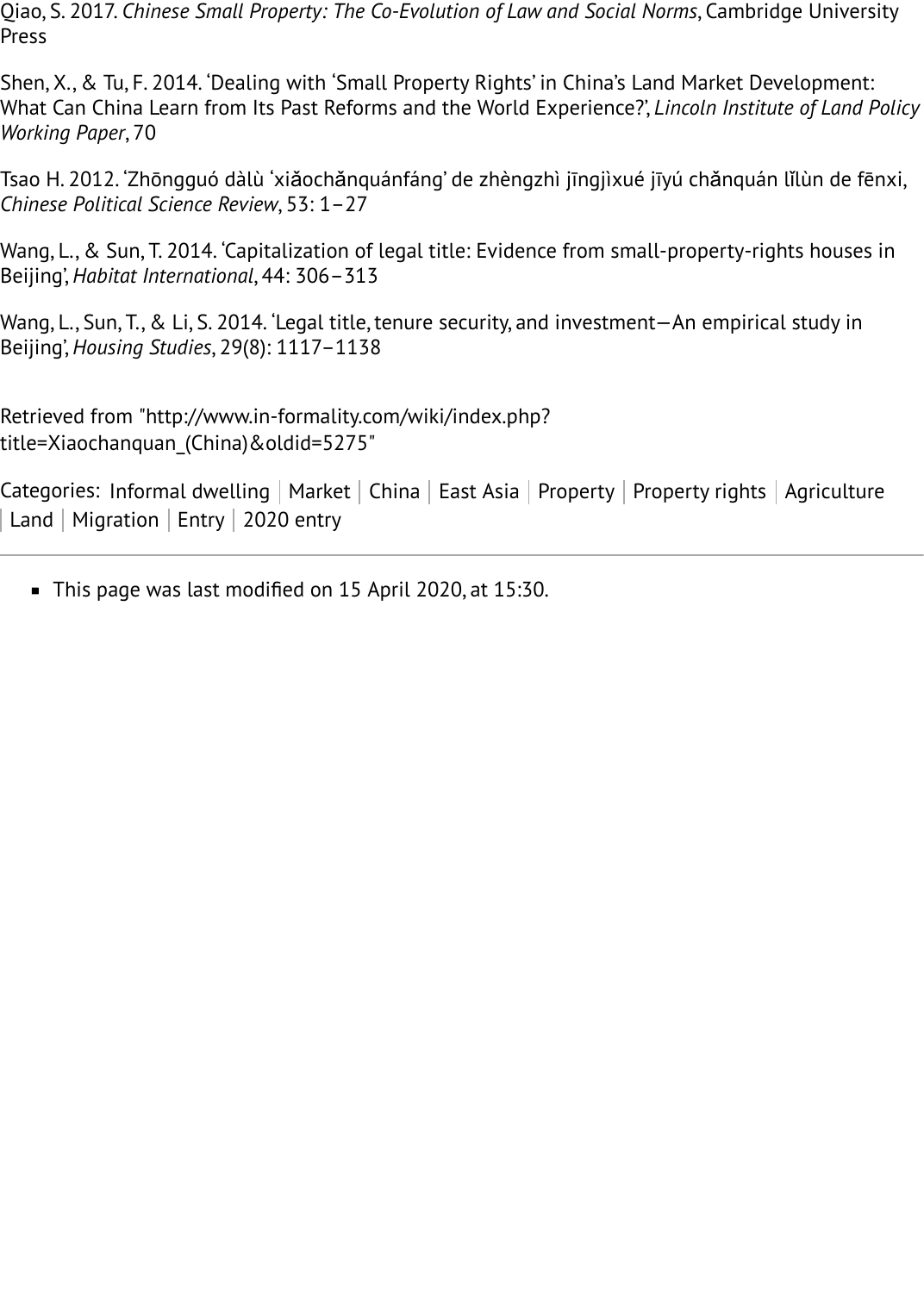Qiao, S. 2017. *Chinese Small Property: The Co-Evolution of Law and Social Norms*, Cambridge University Press

Shen, X., & Tu, F. 2014. 'Dealing with 'Small Property Rights' in China's Land Market Development: What Can China Learn from Its Past Reforms and the World Experience?', *Lincoln Institute of Land Policy Working Paper*, 70

Tsao H. 2012. 'Zhōngguó dàlù 'xiǎochǎnquánfáng' de zhèngzhì jīngjìxué jīyú chǎnquán lǐlùn de fēnxi, *Chinese Political Science Review*, 53: 1–27

Wang, L., & Sun, T. 2014. 'Capitalization of legal title: Evidence from small-property-rights houses in Beijing', *Habitat International*, 44: 306–313

Wang, L., Sun, T., & Li, S. 2014. 'Legal title, tenure security, and investment—An empirical study in Beijing', *Housing Studies*, 29(8): 1117–1138

Retrieved from "http://www.in-formality.com/wiki/index.php?title=Xiaochanquan_(China)&oldid=5275"

Categories: Informal dwelling | Market | China | East Asia | Property | Property rights | Agriculture | Land | Migration | Entry | 2020 entry

- This page was last modified on 15 April 2020, at 15:30.